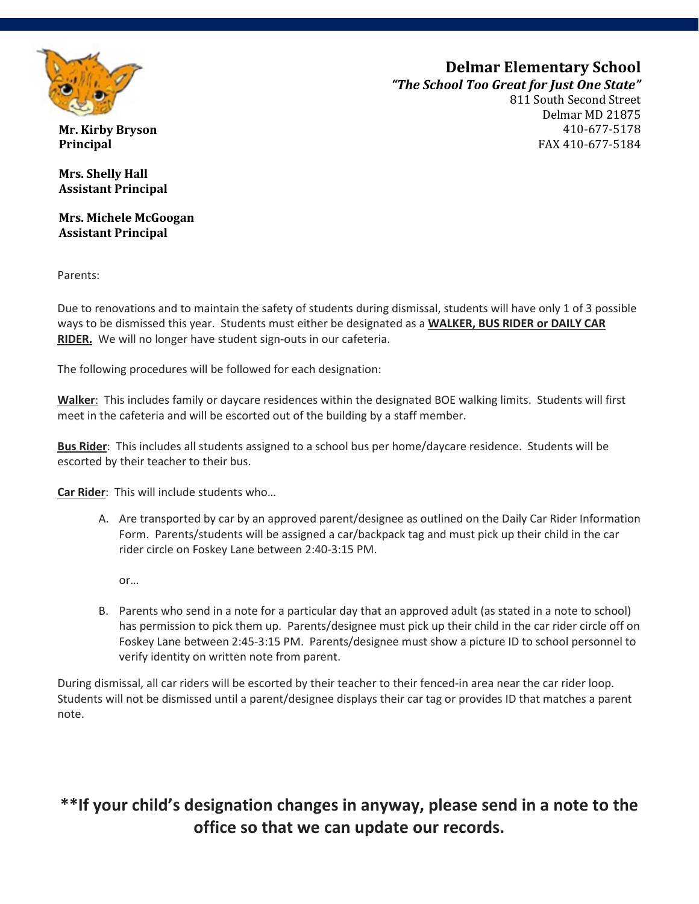# Delmar Elementary School

***"The School Too Great for Just One State"***

811 South Second Street
Delmar MD 21875
410-677-5178
FAX 410-677-5184

**Mr. Kirby Bryson**
**Principal**

**Mrs. Shelly Hall**
**Assistant Principal**

**Mrs. Michele McGoogan**
**Assistant Principal**

Parents:

Due to renovations and to maintain the safety of students during dismissal, students will have only 1 of 3 possible ways to be dismissed this year. Students must either be designated as a **WALKER, BUS RIDER or DAILY CAR RIDER.** We will no longer have student sign-outs in our cafeteria.

The following procedures will be followed for each designation:

**Walker**: This includes family or daycare residences within the designated BOE walking limits. Students will first meet in the cafeteria and will be escorted out of the building by a staff member.

**Bus Rider**: This includes all students assigned to a school bus per home/daycare residence. Students will be escorted by their teacher to their bus.

**Car Rider**: This will include students who…

A. Are transported by car by an approved parent/designee as outlined on the Daily Car Rider Information Form. Parents/students will be assigned a car/backpack tag and must pick up their child in the car rider circle on Foskey Lane between 2:40-3:15 PM.

   or…

B. Parents who send in a note for a particular day that an approved adult (as stated in a note to school) has permission to pick them up. Parents/designee must pick up their child in the car rider circle off on Foskey Lane between 2:45-3:15 PM. Parents/designee must show a picture ID to school personnel to verify identity on written note from parent.

During dismissal, all car riders will be escorted by their teacher to their fenced-in area near the car rider loop. Students will not be dismissed until a parent/designee displays their car tag or provides ID that matches a parent note.

**\*\*If your child's designation changes in anyway, please send in a note to the office so that we can update our records.**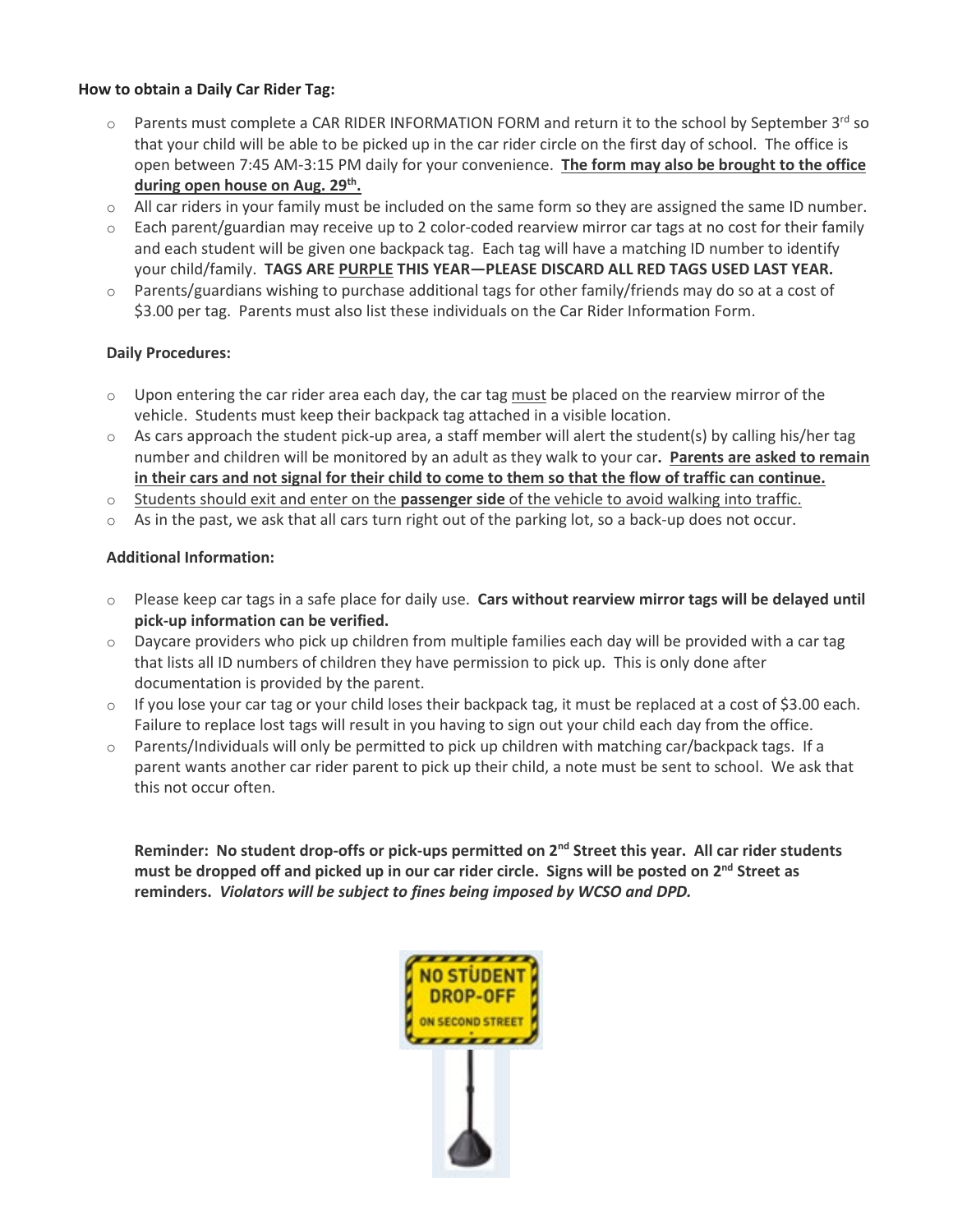**How to obtain a Daily Car Rider Tag:**

- Parents must complete a CAR RIDER INFORMATION FORM and return it to the school by September 3rd so that your child will be able to be picked up in the car rider circle on the first day of school. The office is open between 7:45 AM-3:15 PM daily for your convenience. <u>**The form may also be brought to the office during open house on Aug. 29th.**</u>
- All car riders in your family must be included on the same form so they are assigned the same ID number.
- Each parent/guardian may receive up to 2 color-coded rearview mirror car tags at no cost for their family and each student will be given one backpack tag. Each tag will have a matching ID number to identify your child/family. **TAGS ARE <u>PURPLE</u> THIS YEAR—PLEASE DISCARD ALL RED TAGS USED LAST YEAR.**
- Parents/guardians wishing to purchase additional tags for other family/friends may do so at a cost of $3.00 per tag. Parents must also list these individuals on the Car Rider Information Form.

**Daily Procedures:**

- Upon entering the car rider area each day, the car tag <u>must</u> be placed on the rearview mirror of the vehicle. Students must keep their backpack tag attached in a visible location.
- As cars approach the student pick-up area, a staff member will alert the student(s) by calling his/her tag number and children will be monitored by an adult as they walk to your car**.** <u>**Parents are asked to remain in their cars and not signal for their child to come to them so that the flow of traffic can continue.**</u>
- <u>Students should exit and enter on the **passenger side** of the vehicle to avoid walking into traffic.</u>
- As in the past, we ask that all cars turn right out of the parking lot, so a back-up does not occur.

**Additional Information:**

- Please keep car tags in a safe place for daily use. **Cars without rearview mirror tags will be delayed until pick-up information can be verified.**
- Daycare providers who pick up children from multiple families each day will be provided with a car tag that lists all ID numbers of children they have permission to pick up. This is only done after documentation is provided by the parent.
- If you lose your car tag or your child loses their backpack tag, it must be replaced at a cost of $3.00 each. Failure to replace lost tags will result in you having to sign out your child each day from the office.
- Parents/Individuals will only be permitted to pick up children with matching car/backpack tags. If a parent wants another car rider parent to pick up their child, a note must be sent to school. We ask that this not occur often.

**Reminder: No student drop-offs or pick-ups permitted on 2nd Street this year. All car rider students must be dropped off and picked up in our car rider circle. Signs will be posted on 2nd Street as reminders.** ***Violators will be subject to fines being imposed by WCSO and DPD.***

NO STUDENT DROP-OFF ON SECOND STREET